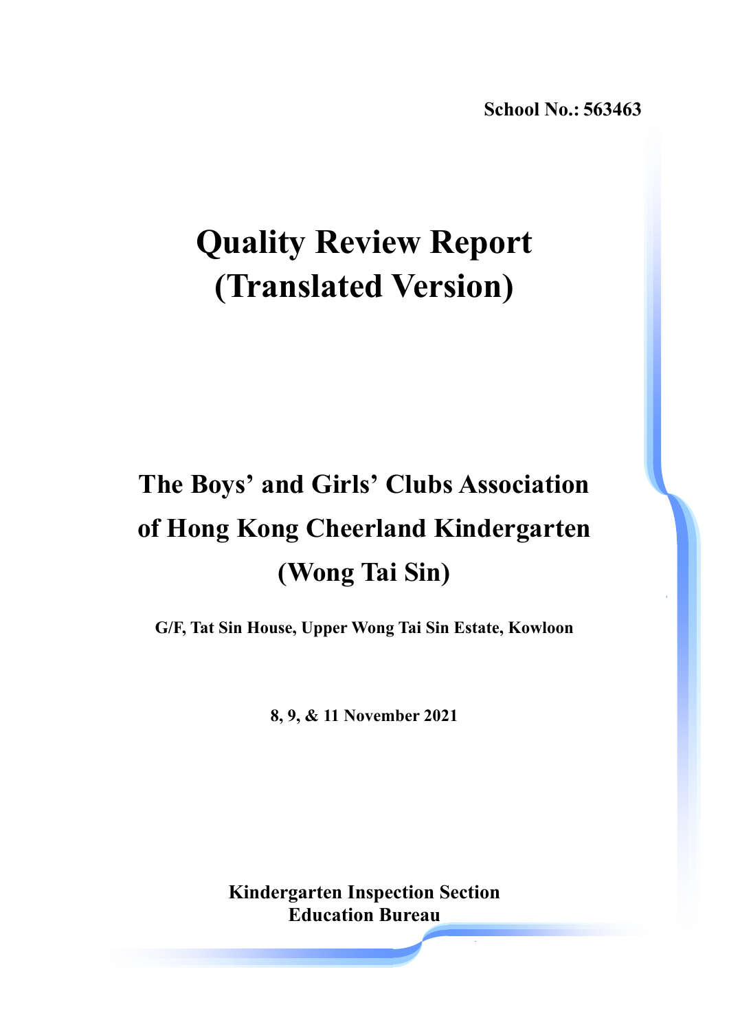School No.: 563463

# Quality Review Report (Translated Version)

## The Boys' and Girls' Clubs Association of Hong Kong Cheerland Kindergarten (Wong Tai Sin)

**G/F, Tat Sin House, Upper Wong Tai Sin Estate, Kowloon**

**8, 9, & 11 November 2021**

**Kindergarten Inspection Section**
**Education Bureau**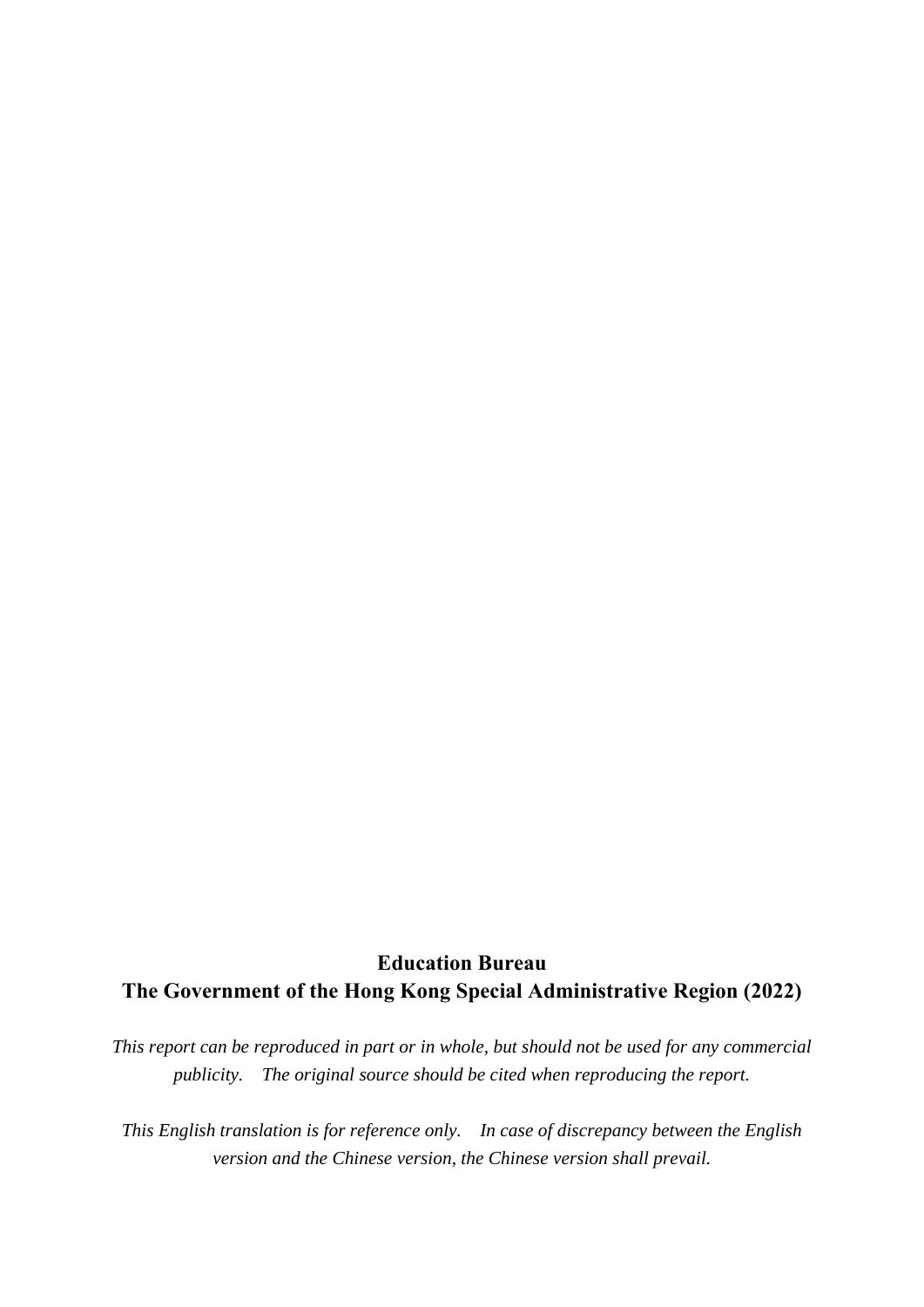**Education Bureau**
**The Government of the Hong Kong Special Administrative Region (2022)**

*This report can be reproduced in part or in whole, but should not be used for any commercial publicity. The original source should be cited when reproducing the report.*

*This English translation is for reference only. In case of discrepancy between the English version and the Chinese version, the Chinese version shall prevail.*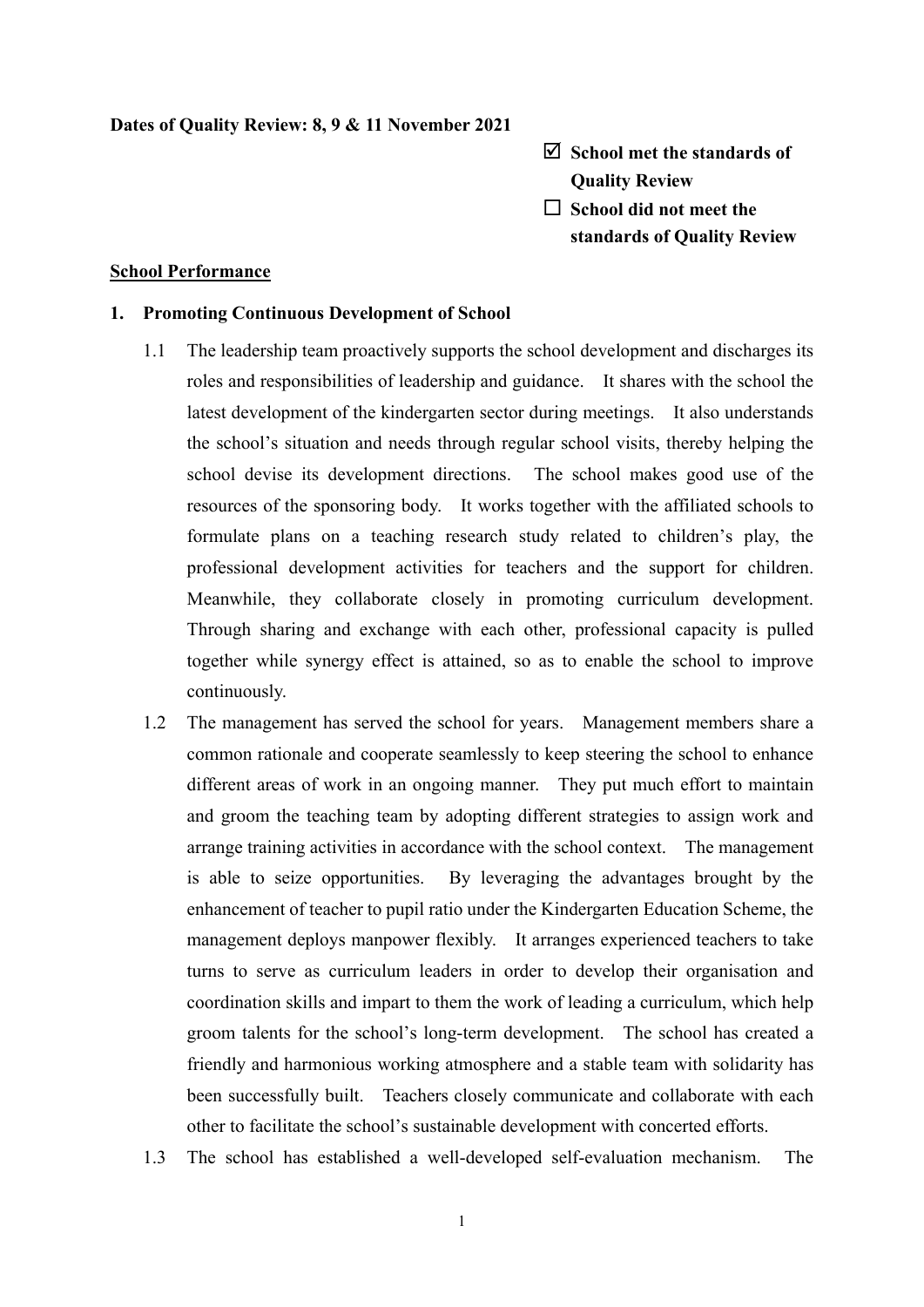**Dates of Quality Review: 8, 9 & 11 November 2021**

☑ **School met the standards of Quality Review**

☐ **School did not meet the standards of Quality Review**

**School Performance**

**1. Promoting Continuous Development of School**

1.1 The leadership team proactively supports the school development and discharges its roles and responsibilities of leadership and guidance. It shares with the school the latest development of the kindergarten sector during meetings. It also understands the school's situation and needs through regular school visits, thereby helping the school devise its development directions. The school makes good use of the resources of the sponsoring body. It works together with the affiliated schools to formulate plans on a teaching research study related to children's play, the professional development activities for teachers and the support for children. Meanwhile, they collaborate closely in promoting curriculum development. Through sharing and exchange with each other, professional capacity is pulled together while synergy effect is attained, so as to enable the school to improve continuously.

1.2 The management has served the school for years. Management members share a common rationale and cooperate seamlessly to keep steering the school to enhance different areas of work in an ongoing manner. They put much effort to maintain and groom the teaching team by adopting different strategies to assign work and arrange training activities in accordance with the school context. The management is able to seize opportunities. By leveraging the advantages brought by the enhancement of teacher to pupil ratio under the Kindergarten Education Scheme, the management deploys manpower flexibly. It arranges experienced teachers to take turns to serve as curriculum leaders in order to develop their organisation and coordination skills and impart to them the work of leading a curriculum, which help groom talents for the school's long-term development. The school has created a friendly and harmonious working atmosphere and a stable team with solidarity has been successfully built. Teachers closely communicate and collaborate with each other to facilitate the school's sustainable development with concerted efforts.

1.3 The school has established a well-developed self-evaluation mechanism. The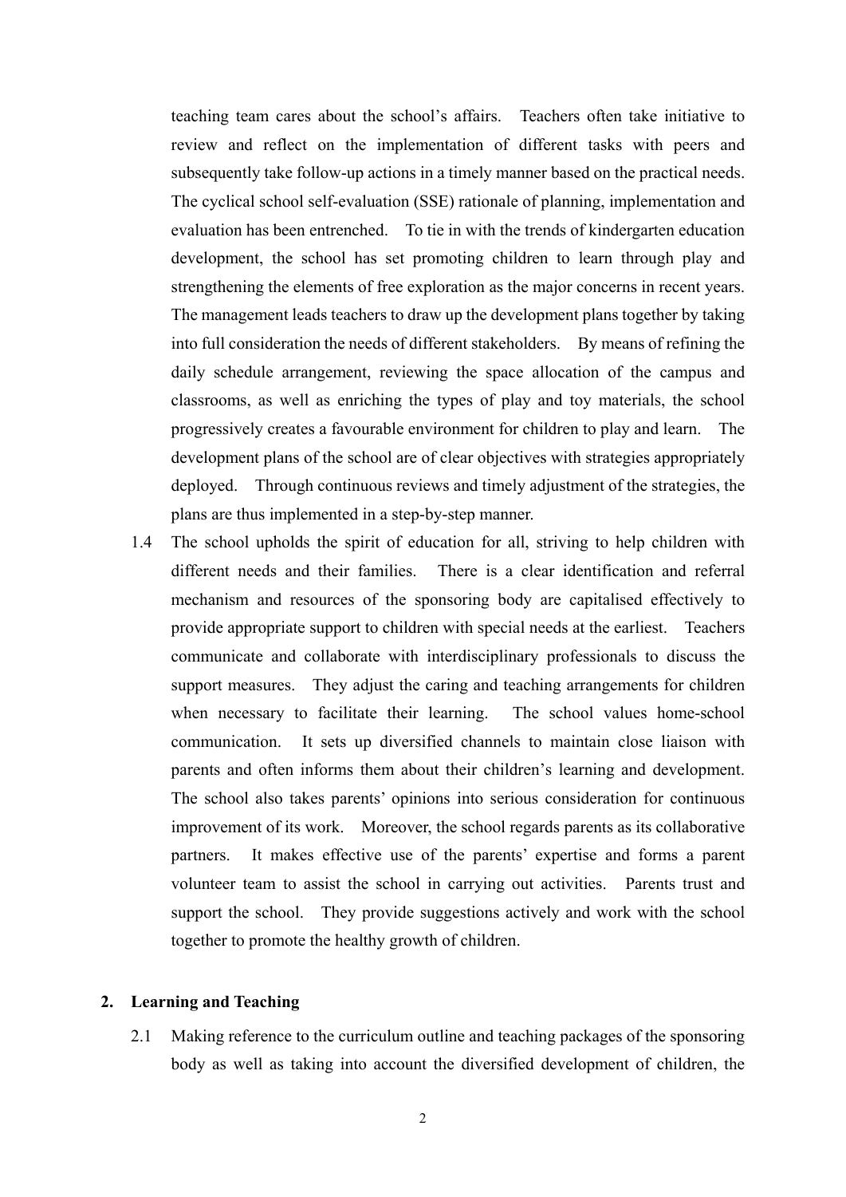teaching team cares about the school's affairs. Teachers often take initiative to review and reflect on the implementation of different tasks with peers and subsequently take follow-up actions in a timely manner based on the practical needs. The cyclical school self-evaluation (SSE) rationale of planning, implementation and evaluation has been entrenched. To tie in with the trends of kindergarten education development, the school has set promoting children to learn through play and strengthening the elements of free exploration as the major concerns in recent years. The management leads teachers to draw up the development plans together by taking into full consideration the needs of different stakeholders. By means of refining the daily schedule arrangement, reviewing the space allocation of the campus and classrooms, as well as enriching the types of play and toy materials, the school progressively creates a favourable environment for children to play and learn. The development plans of the school are of clear objectives with strategies appropriately deployed. Through continuous reviews and timely adjustment of the strategies, the plans are thus implemented in a step-by-step manner.

1.4 The school upholds the spirit of education for all, striving to help children with different needs and their families. There is a clear identification and referral mechanism and resources of the sponsoring body are capitalised effectively to provide appropriate support to children with special needs at the earliest. Teachers communicate and collaborate with interdisciplinary professionals to discuss the support measures. They adjust the caring and teaching arrangements for children when necessary to facilitate their learning. The school values home-school communication. It sets up diversified channels to maintain close liaison with parents and often informs them about their children's learning and development. The school also takes parents' opinions into serious consideration for continuous improvement of its work. Moreover, the school regards parents as its collaborative partners. It makes effective use of the parents' expertise and forms a parent volunteer team to assist the school in carrying out activities. Parents trust and support the school. They provide suggestions actively and work with the school together to promote the healthy growth of children.

## 2. Learning and Teaching

2.1 Making reference to the curriculum outline and teaching packages of the sponsoring body as well as taking into account the diversified development of children, the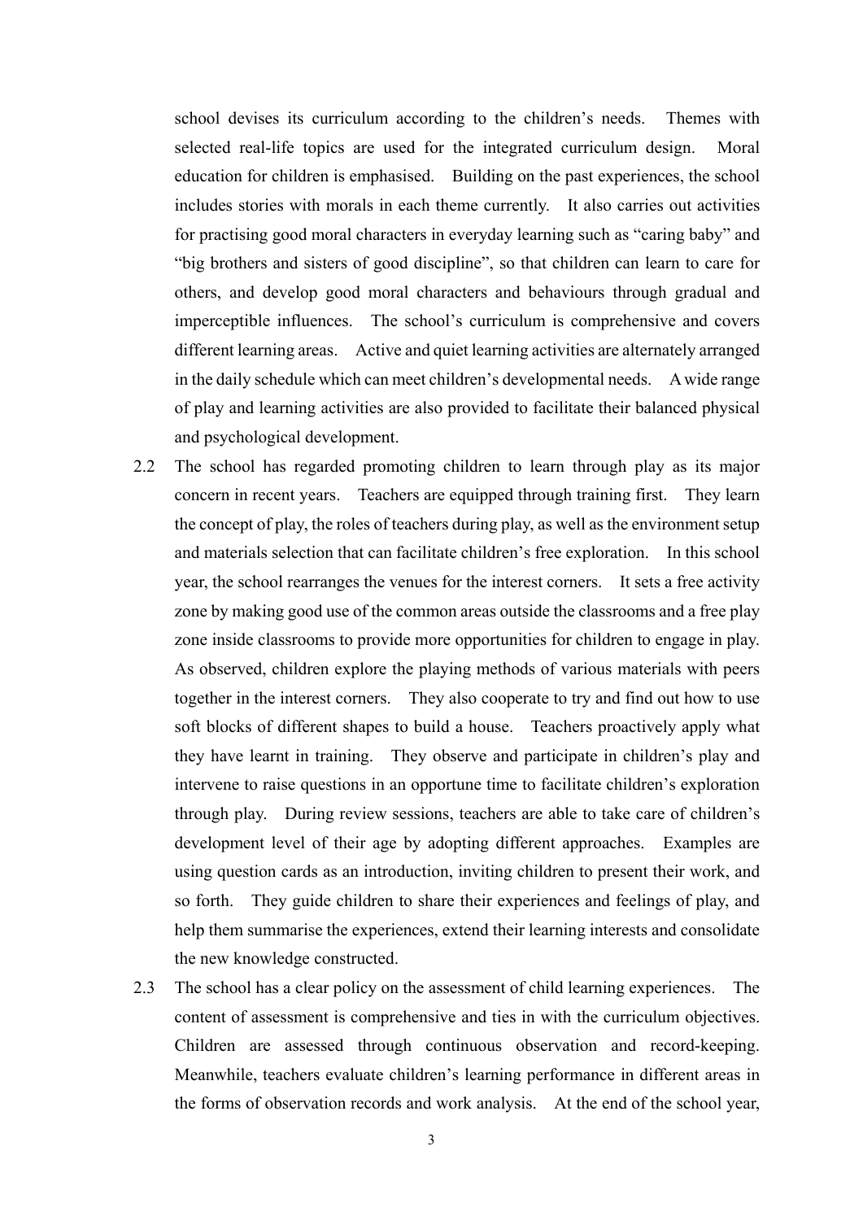school devises its curriculum according to the children's needs. Themes with selected real-life topics are used for the integrated curriculum design. Moral education for children is emphasised. Building on the past experiences, the school includes stories with morals in each theme currently. It also carries out activities for practising good moral characters in everyday learning such as "caring baby" and "big brothers and sisters of good discipline", so that children can learn to care for others, and develop good moral characters and behaviours through gradual and imperceptible influences. The school's curriculum is comprehensive and covers different learning areas. Active and quiet learning activities are alternately arranged in the daily schedule which can meet children's developmental needs. A wide range of play and learning activities are also provided to facilitate their balanced physical and psychological development.

2.2 The school has regarded promoting children to learn through play as its major concern in recent years. Teachers are equipped through training first. They learn the concept of play, the roles of teachers during play, as well as the environment setup and materials selection that can facilitate children's free exploration. In this school year, the school rearranges the venues for the interest corners. It sets a free activity zone by making good use of the common areas outside the classrooms and a free play zone inside classrooms to provide more opportunities for children to engage in play. As observed, children explore the playing methods of various materials with peers together in the interest corners. They also cooperate to try and find out how to use soft blocks of different shapes to build a house. Teachers proactively apply what they have learnt in training. They observe and participate in children's play and intervene to raise questions in an opportune time to facilitate children's exploration through play. During review sessions, teachers are able to take care of children's development level of their age by adopting different approaches. Examples are using question cards as an introduction, inviting children to present their work, and so forth. They guide children to share their experiences and feelings of play, and help them summarise the experiences, extend their learning interests and consolidate the new knowledge constructed.

2.3 The school has a clear policy on the assessment of child learning experiences. The content of assessment is comprehensive and ties in with the curriculum objectives. Children are assessed through continuous observation and record-keeping. Meanwhile, teachers evaluate children's learning performance in different areas in the forms of observation records and work analysis. At the end of the school year,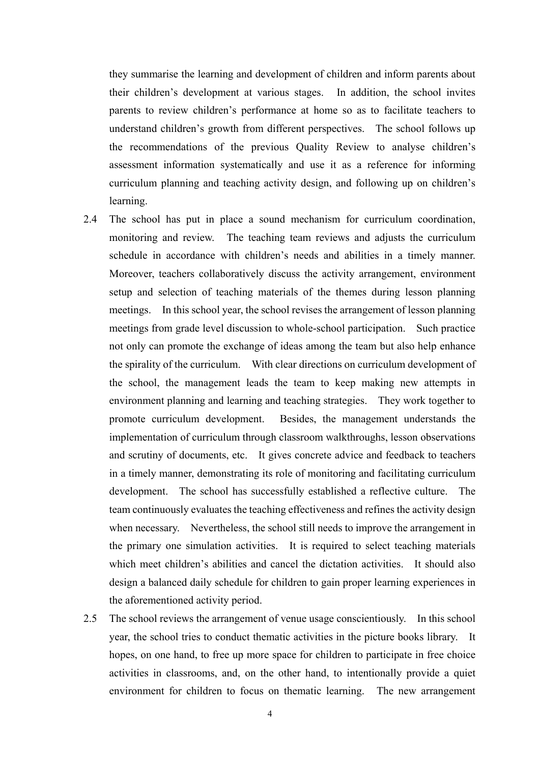they summarise the learning and development of children and inform parents about their children's development at various stages. In addition, the school invites parents to review children's performance at home so as to facilitate teachers to understand children's growth from different perspectives. The school follows up the recommendations of the previous Quality Review to analyse children's assessment information systematically and use it as a reference for informing curriculum planning and teaching activity design, and following up on children's learning.

2.4 The school has put in place a sound mechanism for curriculum coordination, monitoring and review. The teaching team reviews and adjusts the curriculum schedule in accordance with children's needs and abilities in a timely manner. Moreover, teachers collaboratively discuss the activity arrangement, environment setup and selection of teaching materials of the themes during lesson planning meetings. In this school year, the school revises the arrangement of lesson planning meetings from grade level discussion to whole-school participation. Such practice not only can promote the exchange of ideas among the team but also help enhance the spirality of the curriculum. With clear directions on curriculum development of the school, the management leads the team to keep making new attempts in environment planning and learning and teaching strategies. They work together to promote curriculum development. Besides, the management understands the implementation of curriculum through classroom walkthroughs, lesson observations and scrutiny of documents, etc. It gives concrete advice and feedback to teachers in a timely manner, demonstrating its role of monitoring and facilitating curriculum development. The school has successfully established a reflective culture. The team continuously evaluates the teaching effectiveness and refines the activity design when necessary. Nevertheless, the school still needs to improve the arrangement in the primary one simulation activities. It is required to select teaching materials which meet children's abilities and cancel the dictation activities. It should also design a balanced daily schedule for children to gain proper learning experiences in the aforementioned activity period.

2.5 The school reviews the arrangement of venue usage conscientiously. In this school year, the school tries to conduct thematic activities in the picture books library. It hopes, on one hand, to free up more space for children to participate in free choice activities in classrooms, and, on the other hand, to intentionally provide a quiet environment for children to focus on thematic learning. The new arrangement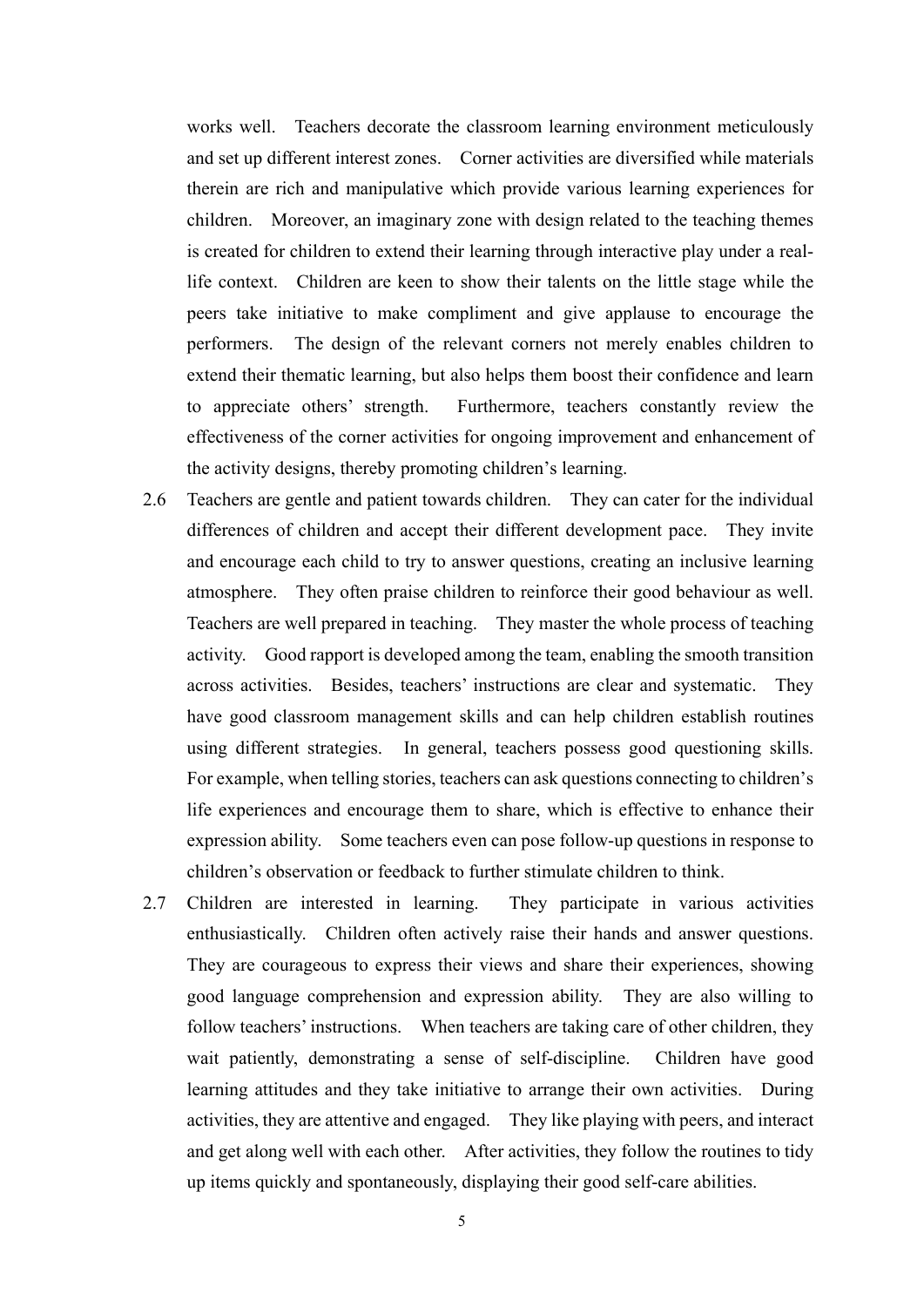works well. Teachers decorate the classroom learning environment meticulously and set up different interest zones. Corner activities are diversified while materials therein are rich and manipulative which provide various learning experiences for children. Moreover, an imaginary zone with design related to the teaching themes is created for children to extend their learning through interactive play under a real-life context. Children are keen to show their talents on the little stage while the peers take initiative to make compliment and give applause to encourage the performers. The design of the relevant corners not merely enables children to extend their thematic learning, but also helps them boost their confidence and learn to appreciate others' strength. Furthermore, teachers constantly review the effectiveness of the corner activities for ongoing improvement and enhancement of the activity designs, thereby promoting children's learning.

2.6 Teachers are gentle and patient towards children. They can cater for the individual differences of children and accept their different development pace. They invite and encourage each child to try to answer questions, creating an inclusive learning atmosphere. They often praise children to reinforce their good behaviour as well. Teachers are well prepared in teaching. They master the whole process of teaching activity. Good rapport is developed among the team, enabling the smooth transition across activities. Besides, teachers' instructions are clear and systematic. They have good classroom management skills and can help children establish routines using different strategies. In general, teachers possess good questioning skills. For example, when telling stories, teachers can ask questions connecting to children's life experiences and encourage them to share, which is effective to enhance their expression ability. Some teachers even can pose follow-up questions in response to children's observation or feedback to further stimulate children to think.

2.7 Children are interested in learning. They participate in various activities enthusiastically. Children often actively raise their hands and answer questions. They are courageous to express their views and share their experiences, showing good language comprehension and expression ability. They are also willing to follow teachers' instructions. When teachers are taking care of other children, they wait patiently, demonstrating a sense of self-discipline. Children have good learning attitudes and they take initiative to arrange their own activities. During activities, they are attentive and engaged. They like playing with peers, and interact and get along well with each other. After activities, they follow the routines to tidy up items quickly and spontaneously, displaying their good self-care abilities.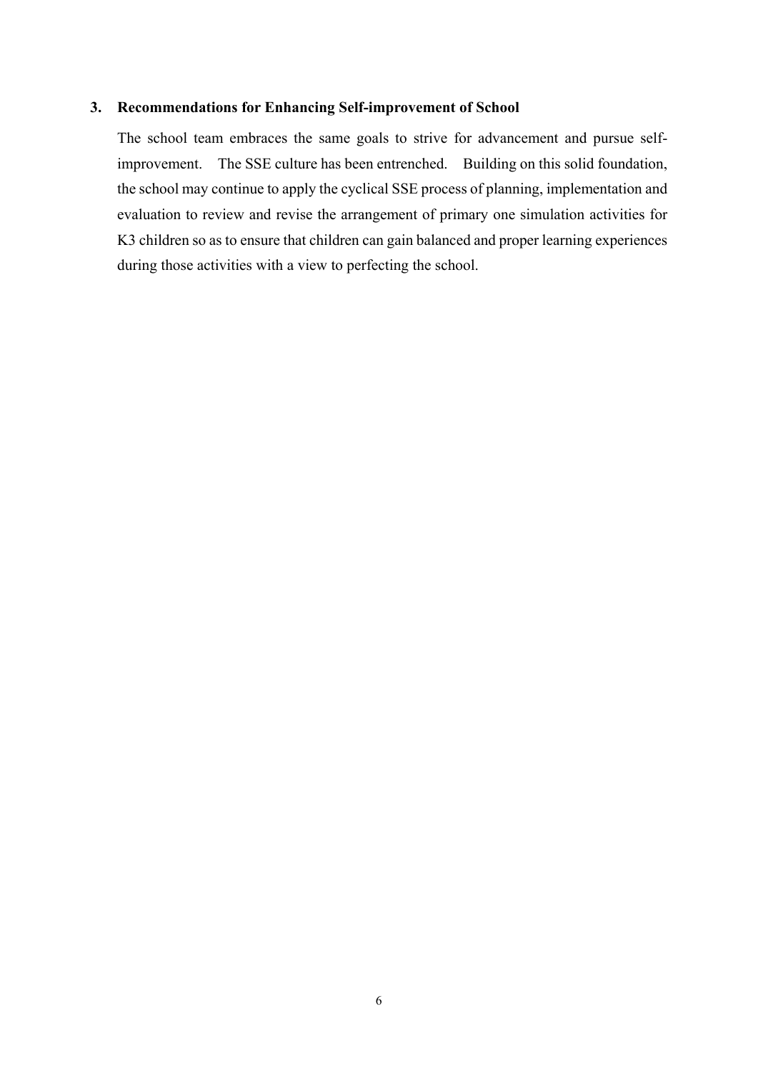## 3. Recommendations for Enhancing Self-improvement of School

The school team embraces the same goals to strive for advancement and pursue self-improvement. The SSE culture has been entrenched. Building on this solid foundation, the school may continue to apply the cyclical SSE process of planning, implementation and evaluation to review and revise the arrangement of primary one simulation activities for K3 children so as to ensure that children can gain balanced and proper learning experiences during those activities with a view to perfecting the school.